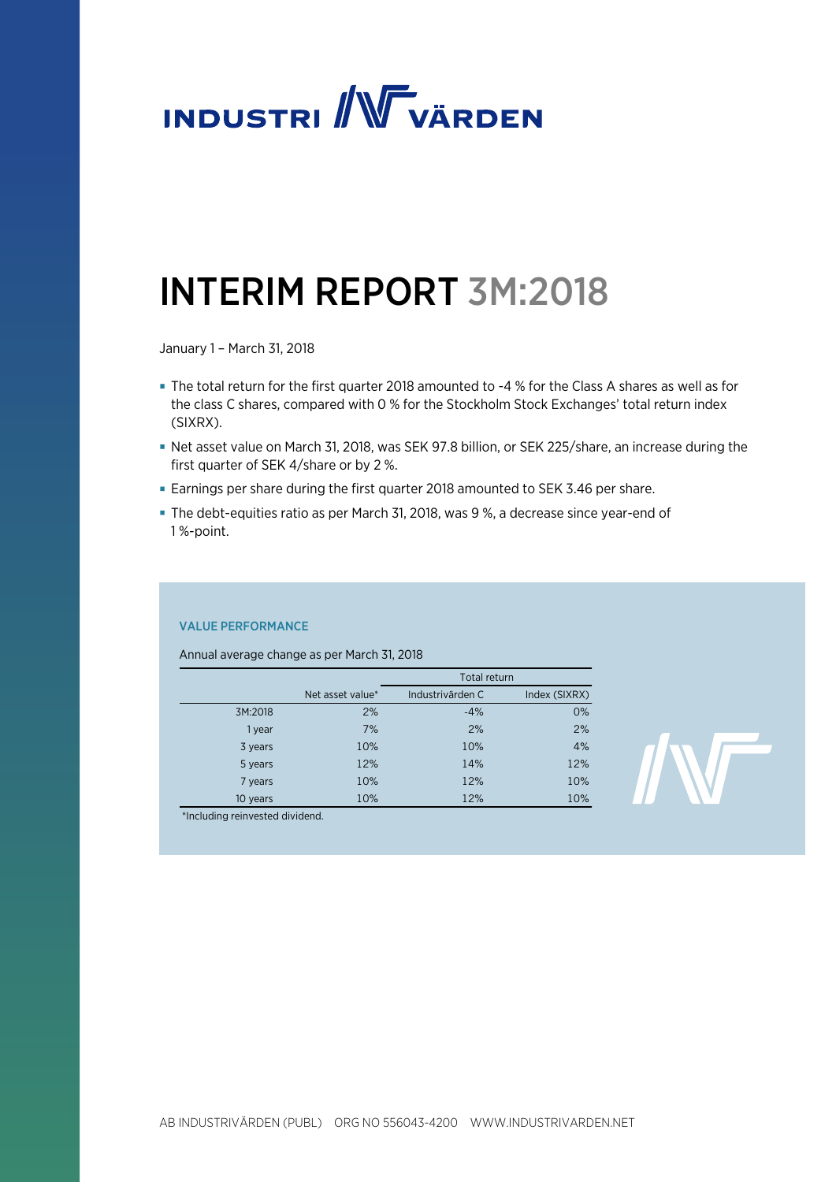INDUSTRIVÄRDEN

# INTERIM REPORT 3M:2018

January 1 – March 31, 2018

- The total return for the first quarter 2018 amounted to -4 % for the Class A shares as well as for the class C shares, compared with 0 % for the Stockholm Stock Exchanges' total return index (SIXRX).
- Net asset value on March 31, 2018, was SEK 97.8 billion, or SEK 225/share, an increase during the first quarter of SEK 4/share or by 2 %.
- Earnings per share during the first quarter 2018 amounted to SEK 3.46 per share.
- The debt-equities ratio as per March 31, 2018, was 9 %, a decrease since year-end of 1 %-point.

### VALUE PERFORMANCE

Annual average change as per March 31, 2018

| | | Total return | |
|---|---|---|---|
| | Net asset value* | Industrivärden C | Index (SIXRX) |
| 3M:2018 | 2% | -4% | 0% |
| 1 year | 7% | 2% | 2% |
| 3 years | 10% | 10% | 4% |
| 5 years | 12% | 14% | 12% |
| 7 years | 10% | 12% | 10% |
| 10 years | 10% | 12% | 10% |

*Including reinvested dividend.

AB INDUSTRIVÄRDEN (PUBL) ORG NO 556043-4200 WWW.INDUSTRIVARDEN.NET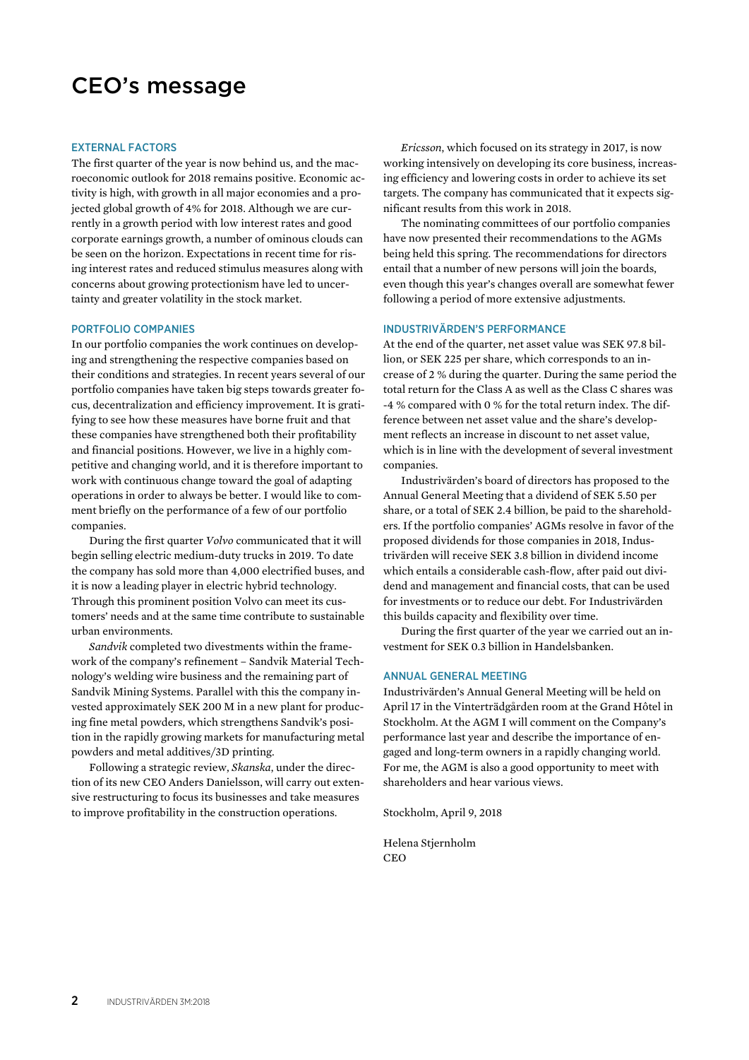# CEO's message

## EXTERNAL FACTORS

The first quarter of the year is now behind us, and the macroeconomic outlook for 2018 remains positive. Economic activity is high, with growth in all major economies and a projected global growth of 4% for 2018. Although we are currently in a growth period with low interest rates and good corporate earnings growth, a number of ominous clouds can be seen on the horizon. Expectations in recent time for rising interest rates and reduced stimulus measures along with concerns about growing protectionism have led to uncertainty and greater volatility in the stock market.

## PORTFOLIO COMPANIES

In our portfolio companies the work continues on developing and strengthening the respective companies based on their conditions and strategies. In recent years several of our portfolio companies have taken big steps towards greater focus, decentralization and efficiency improvement. It is gratifying to see how these measures have borne fruit and that these companies have strengthened both their profitability and financial positions. However, we live in a highly competitive and changing world, and it is therefore important to work with continuous change toward the goal of adapting operations in order to always be better. I would like to comment briefly on the performance of a few of our portfolio companies.

During the first quarter *Volvo* communicated that it will begin selling electric medium-duty trucks in 2019. To date the company has sold more than 4,000 electrified buses, and it is now a leading player in electric hybrid technology. Through this prominent position Volvo can meet its customers' needs and at the same time contribute to sustainable urban environments.

*Sandvik* completed two divestments within the framework of the company's refinement – Sandvik Material Technology's welding wire business and the remaining part of Sandvik Mining Systems. Parallel with this the company invested approximately SEK 200 M in a new plant for producing fine metal powders, which strengthens Sandvik's position in the rapidly growing markets for manufacturing metal powders and metal additives/3D printing.

Following a strategic review, *Skanska*, under the direction of its new CEO Anders Danielsson, will carry out extensive restructuring to focus its businesses and take measures to improve profitability in the construction operations.

*Ericsson*, which focused on its strategy in 2017, is now working intensively on developing its core business, increasing efficiency and lowering costs in order to achieve its set targets. The company has communicated that it expects significant results from this work in 2018.

The nominating committees of our portfolio companies have now presented their recommendations to the AGMs being held this spring. The recommendations for directors entail that a number of new persons will join the boards, even though this year's changes overall are somewhat fewer following a period of more extensive adjustments.

## INDUSTRIVÄRDEN'S PERFORMANCE

At the end of the quarter, net asset value was SEK 97.8 billion, or SEK 225 per share, which corresponds to an increase of 2 % during the quarter. During the same period the total return for the Class A as well as the Class C shares was -4 % compared with 0 % for the total return index. The difference between net asset value and the share's development reflects an increase in discount to net asset value, which is in line with the development of several investment companies.

Industrivärden's board of directors has proposed to the Annual General Meeting that a dividend of SEK 5.50 per share, or a total of SEK 2.4 billion, be paid to the shareholders. If the portfolio companies' AGMs resolve in favor of the proposed dividends for those companies in 2018, Industrivärden will receive SEK 3.8 billion in dividend income which entails a considerable cash-flow, after paid out dividend and management and financial costs, that can be used for investments or to reduce our debt. For Industrivärden this builds capacity and flexibility over time.

During the first quarter of the year we carried out an investment for SEK 0.3 billion in Handelsbanken.

## ANNUAL GENERAL MEETING

Industrivärden's Annual General Meeting will be held on April 17 in the Vinterträdgården room at the Grand Hôtel in Stockholm. At the AGM I will comment on the Company's performance last year and describe the importance of engaged and long-term owners in a rapidly changing world. For me, the AGM is also a good opportunity to meet with shareholders and hear various views.

Stockholm, April 9, 2018

Helena Stjernholm  
CEO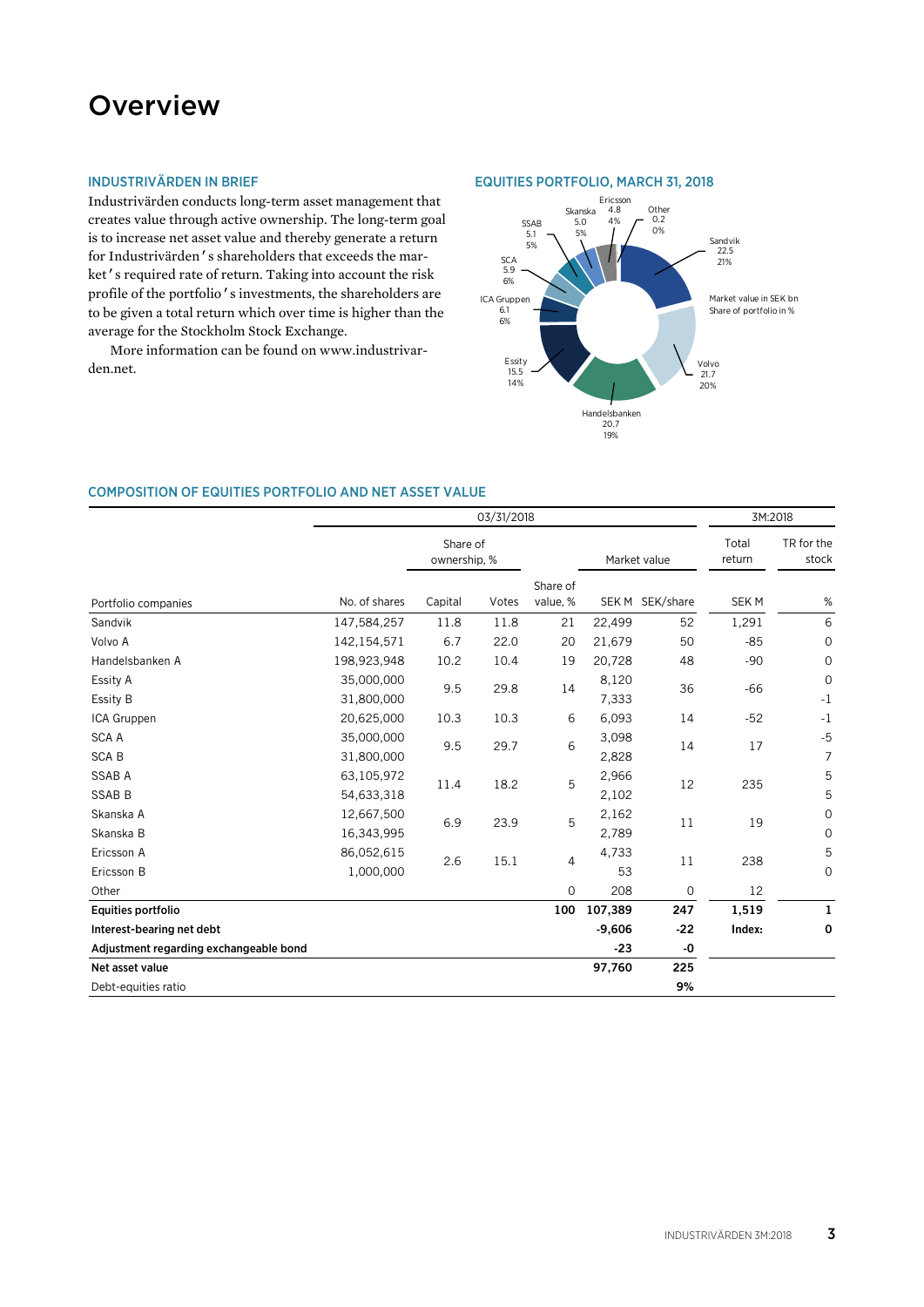# Overview

## INDUSTRIVÄRDEN IN BRIEF

Industrivärden conducts long-term asset management that creates value through active ownership. The long-term goal is to increase net asset value and thereby generate a return for Industrivärden's shareholders that exceeds the market's required rate of return. Taking into account the risk profile of the portfolio's investments, the shareholders are to be given a total return which over time is higher than the average for the Stockholm Stock Exchange.

More information can be found on www.industrivarden.net.

## EQUITIES PORTFOLIO, MARCH 31, 2018

Market value in SEK bn
Share of portfolio in %

- Sandvik 22.5 21%
- Volvo 21.7 20%
- Handelsbanken 20.7 19%
- Essity 15.5 14%
- ICA Gruppen 6.1 6%
- SCA 5.9 6%
- SSAB 5.1 5%
- Skanska 5.0 5%
- Ericsson 4.8 4%
- Other 0.2 0%

## COMPOSITION OF EQUITIES PORTFOLIO AND NET ASSET VALUE

| | 03/31/2018 | | | | | | 3M:2018 | |
|---|---|---|---|---|---|---|---|---|
| | | Share of ownership, % | | | Market value | | Total return | TR for the stock |
| Portfolio companies | No. of shares | Capital | Votes | Share of value, % | SEK M | SEK/share | SEK M | % |
| Sandvik | 147,584,257 | 11.8 | 11.8 | 21 | 22,499 | 52 | 1,291 | 6 |
| Volvo A | 142,154,571 | 6.7 | 22.0 | 20 | 21,679 | 50 | -85 | 0 |
| Handelsbanken A | 198,923,948 | 10.2 | 10.4 | 19 | 20,728 | 48 | -90 | 0 |
| Essity A | 35,000,000 | 9.5 | 29.8 | 14 | 8,120 | 36 | -66 | 0 |
| Essity B | 31,800,000 | | | | 7,333 | | | -1 |
| ICA Gruppen | 20,625,000 | 10.3 | 10.3 | 6 | 6,093 | 14 | -52 | -1 |
| SCA A | 35,000,000 | 9.5 | 29.7 | 6 | 3,098 | 14 | 17 | -5 |
| SCA B | 31,800,000 | | | | 2,828 | | | 7 |
| SSAB A | 63,105,972 | 11.4 | 18.2 | 5 | 2,966 | 12 | 235 | 5 |
| SSAB B | 54,633,318 | | | | 2,102 | | | 5 |
| Skanska A | 12,667,500 | 6.9 | 23.9 | 5 | 2,162 | 11 | 19 | 0 |
| Skanska B | 16,343,995 | | | | 2,789 | | | 0 |
| Ericsson A | 86,052,615 | 2.6 | 15.1 | 4 | 4,733 | 11 | 238 | 5 |
| Ericsson B | 1,000,000 | | | | 53 | | | 0 |
| Other | | | | 0 | 208 | 0 | 12 | |
| **Equities portfolio** | | | | **100** | **107,389** | **247** | **1,519** | **1** |
| **Interest-bearing net debt** | | | | | **-9,606** | **-22** | **Index:** | **0** |
| **Adjustment regarding exchangeable bond** | | | | | **-23** | **-0** | | |
| **Net asset value** | | | | | **97,760** | **225** | | |
| Debt-equities ratio | | | | | | **9%** | | |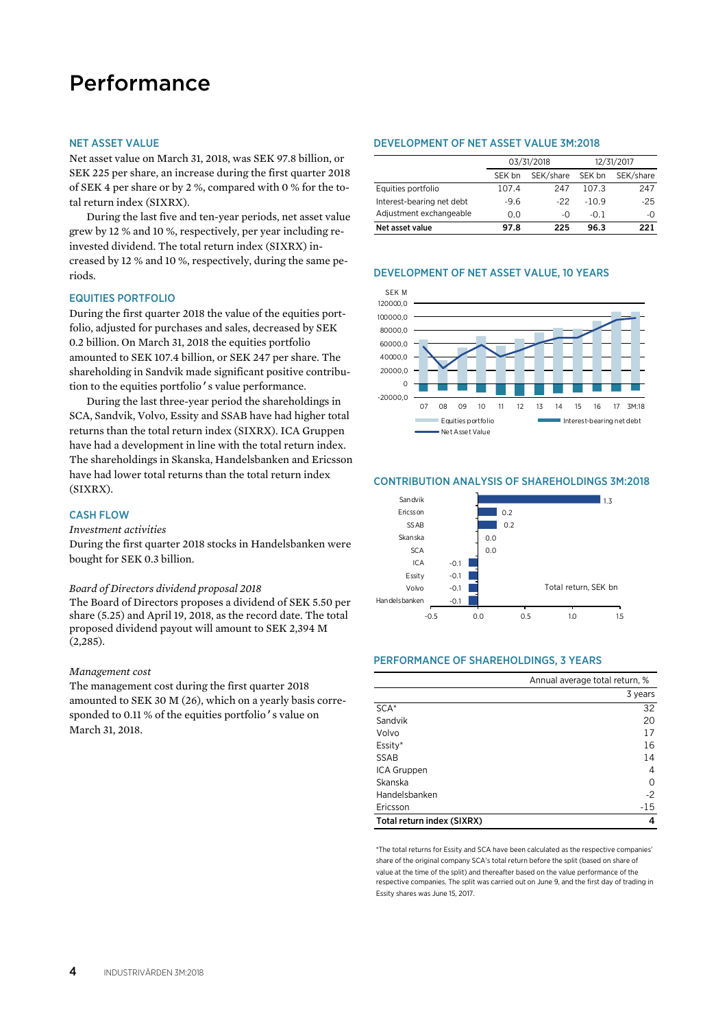# Performance

## NET ASSET VALUE

Net asset value on March 31, 2018, was SEK 97.8 billion, or SEK 225 per share, an increase during the first quarter 2018 of SEK 4 per share or by 2 %, compared with 0 % for the total return index (SIXRX).

During the last five and ten-year periods, net asset value grew by 12 % and 10 %, respectively, per year including reinvested dividend. The total return index (SIXRX) increased by 12 % and 10 %, respectively, during the same periods.

## EQUITIES PORTFOLIO

During the first quarter 2018 the value of the equities portfolio, adjusted for purchases and sales, decreased by SEK 0.2 billion. On March 31, 2018 the equities portfolio amounted to SEK 107.4 billion, or SEK 247 per share. The shareholding in Sandvik made significant positive contribution to the equities portfolio's value performance.

During the last three-year period the shareholdings in SCA, Sandvik, Volvo, Essity and SSAB have had higher total returns than the total return index (SIXRX). ICA Gruppen have had a development in line with the total return index. The shareholdings in Skanska, Handelsbanken and Ericsson have had lower total returns than the total return index (SIXRX).

## CASH FLOW

*Investment activities*

During the first quarter 2018 stocks in Handelsbanken were bought for SEK 0.3 billion.

*Board of Directors dividend proposal 2018*

The Board of Directors proposes a dividend of SEK 5.50 per share (5.25) and April 19, 2018, as the record date. The total proposed dividend payout will amount to SEK 2,394 M (2,285).

*Management cost*

The management cost during the first quarter 2018 amounted to SEK 30 M (26), which on a yearly basis corresponded to 0.11 % of the equities portfolio's value on March 31, 2018.

## DEVELOPMENT OF NET ASSET VALUE 3M:2018

| | 03/31/2018 | | 12/31/2017 | |
|---|---|---|---|---|
| | SEK bn | SEK/share | SEK bn | SEK/share |
| Equities portfolio | 107.4 | 247 | 107.3 | 247 |
| Interest-bearing net debt | -9.6 | -22 | -10.9 | -25 |
| Adjustment exchangeable | 0.0 | -0 | -0.1 | -0 |
| **Net asset value** | **97.8** | **225** | **96.3** | **221** |

## DEVELOPMENT OF NET ASSET VALUE, 10 YEARS

SEK M

Legend: Equities portfolio; Interest-bearing net debt; Net Asset Value

## CONTRIBUTION ANALYSIS OF SHAREHOLDINGS 3M:2018

Total return, SEK bn

| Shareholding | Total return, SEK bn |
|---|---|
| Sandvik | 1.3 |
| Ericsson | 0.2 |
| SSAB | 0.2 |
| Skanska | 0.0 |
| SCA | 0.0 |
| ICA | -0.1 |
| Essity | -0.1 |
| Volvo | -0.1 |
| Handelsbanken | -0.1 |

## PERFORMANCE OF SHAREHOLDINGS, 3 YEARS

| | Annual average total return, % |
|---|---|
| | 3 years |
| SCA* | 32 |
| Sandvik | 20 |
| Volvo | 17 |
| Essity* | 16 |
| SSAB | 14 |
| ICA Gruppen | 4 |
| Skanska | 0 |
| Handelsbanken | -2 |
| Ericsson | -15 |
| **Total return index (SIXRX)** | **4** |

*The total returns for Essity and SCA have been calculated as the respective companies' share of the original company SCA's total return before the split (based on share of value at the time of the split) and thereafter based on the value performance of the respective companies. The split was carried out on June 9, and the first day of trading in Essity shares was June 15, 2017.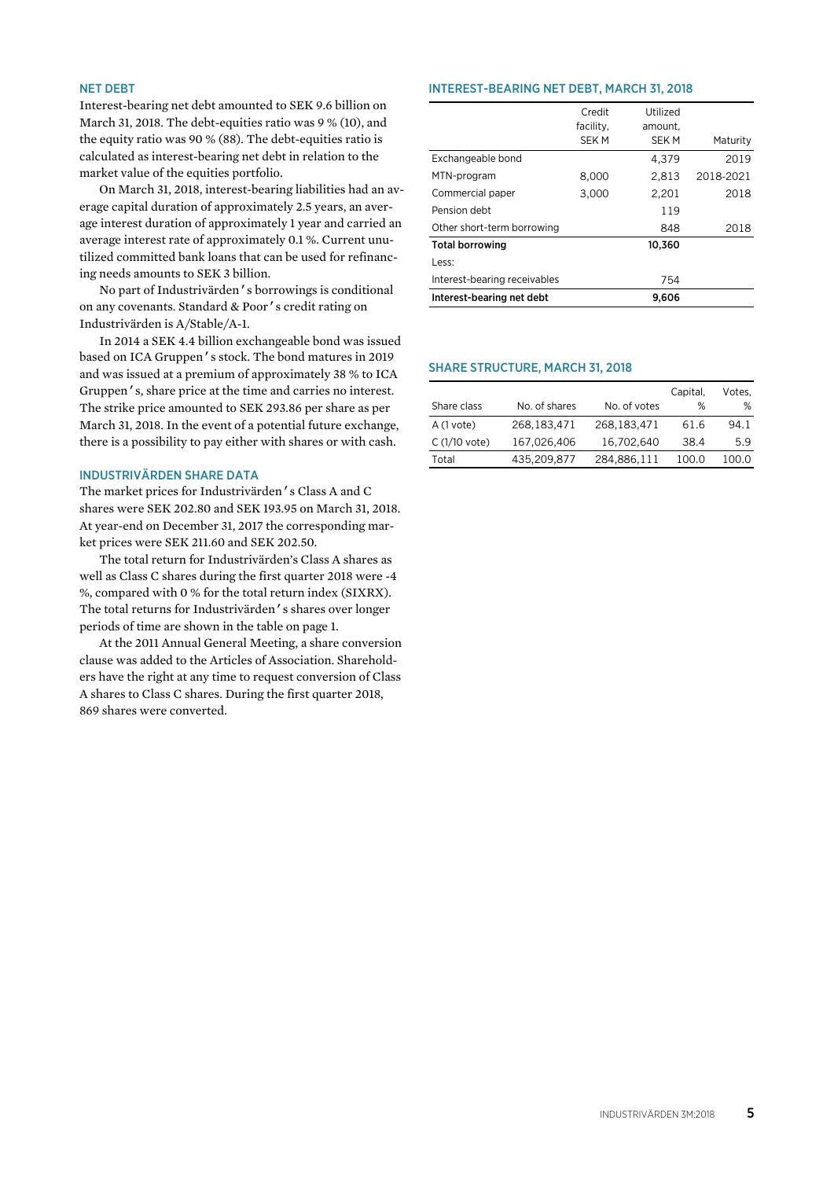## NET DEBT

Interest-bearing net debt amounted to SEK 9.6 billion on March 31, 2018. The debt-equities ratio was 9 % (10), and the equity ratio was 90 % (88). The debt-equities ratio is calculated as interest-bearing net debt in relation to the market value of the equities portfolio.

On March 31, 2018, interest-bearing liabilities had an average capital duration of approximately 2.5 years, an average interest duration of approximately 1 year and carried an average interest rate of approximately 0.1 %. Current unutilized committed bank loans that can be used for refinancing needs amounts to SEK 3 billion.

No part of Industrivärden's borrowings is conditional on any covenants. Standard & Poor's credit rating on Industrivärden is A/Stable/A-1.

In 2014 a SEK 4.4 billion exchangeable bond was issued based on ICA Gruppen's stock. The bond matures in 2019 and was issued at a premium of approximately 38 % to ICA Gruppen's, share price at the time and carries no interest. The strike price amounted to SEK 293.86 per share as per March 31, 2018. In the event of a potential future exchange, there is a possibility to pay either with shares or with cash.

## INDUSTRIVÄRDEN SHARE DATA

The market prices for Industrivärden's Class A and C shares were SEK 202.80 and SEK 193.95 on March 31, 2018. At year-end on December 31, 2017 the corresponding market prices were SEK 211.60 and SEK 202.50.

The total return for Industrivärden's Class A shares as well as Class C shares during the first quarter 2018 were -4 %, compared with 0 % for the total return index (SIXRX). The total returns for Industrivärden's shares over longer periods of time are shown in the table on page 1.

At the 2011 Annual General Meeting, a share conversion clause was added to the Articles of Association. Shareholders have the right at any time to request conversion of Class A shares to Class C shares. During the first quarter 2018, 869 shares were converted.

## INTEREST-BEARING NET DEBT, MARCH 31, 2018

| | Credit facility, SEK M | Utilized amount, SEK M | Maturity |
|---|---|---|---|
| Exchangeable bond | | 4,379 | 2019 |
| MTN-program | 8,000 | 2,813 | 2018-2021 |
| Commercial paper | 3,000 | 2,201 | 2018 |
| Pension debt | | 119 | |
| Other short-term borrowing | | 848 | 2018 |
| **Total borrowing** | | **10,360** | |
| Less: | | | |
| Interest-bearing receivables | | 754 | |
| **Interest-bearing net debt** | | **9,606** | |

## SHARE STRUCTURE, MARCH 31, 2018

| Share class | No. of shares | No. of votes | Capital, % | Votes, % |
|---|---|---|---|---|
| A (1 vote) | 268,183,471 | 268,183,471 | 61.6 | 94.1 |
| C (1/10 vote) | 167,026,406 | 16,702,640 | 38.4 | 5.9 |
| Total | 435,209,877 | 284,886,111 | 100.0 | 100.0 |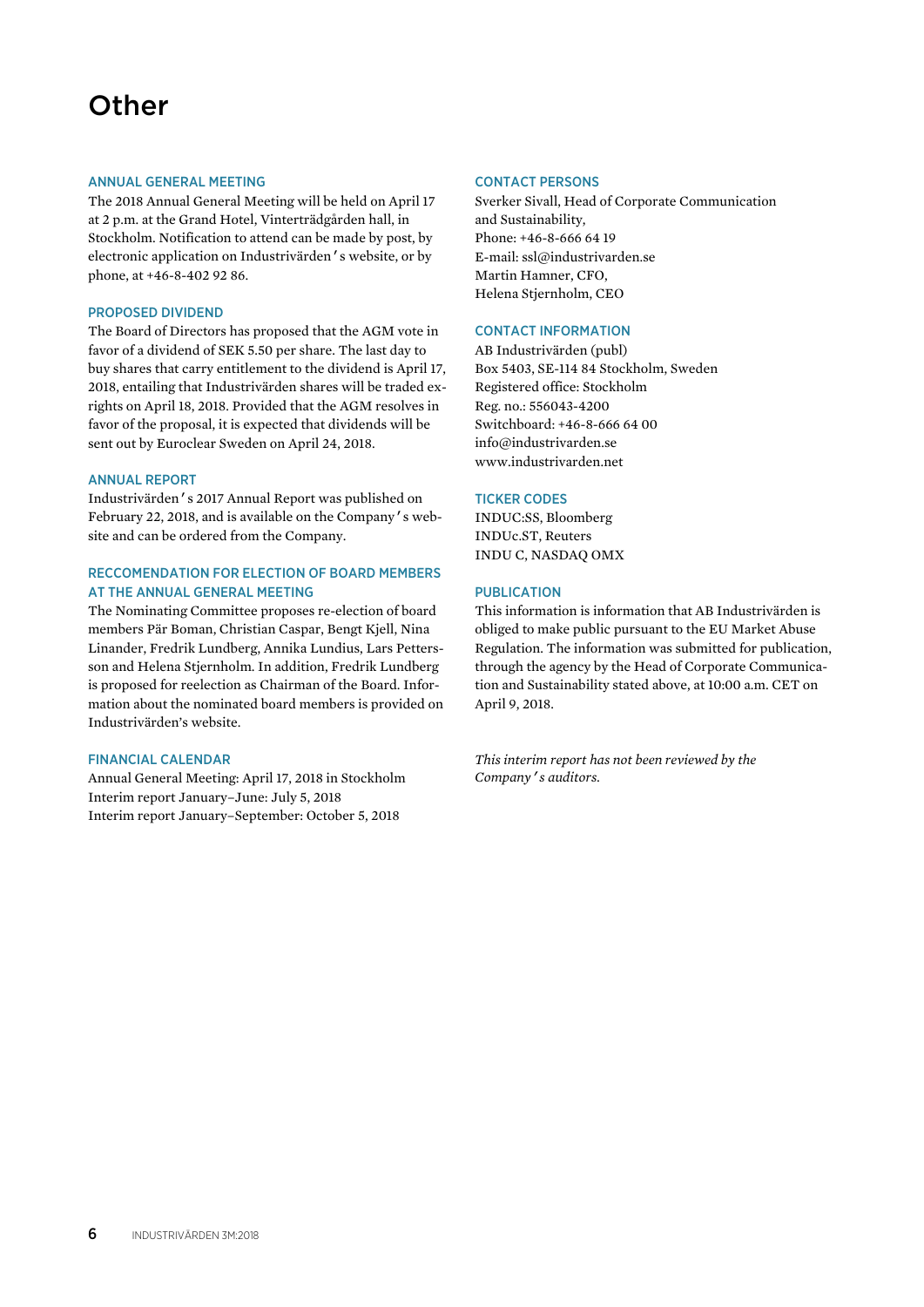// Other

## ANNUAL GENERAL MEETING

The 2018 Annual General Meeting will be held on April 17 at 2 p.m. at the Grand Hotel, Vinterträdgården hall, in Stockholm. Notification to attend can be made by post, by electronic application on Industrivärden's website, or by phone, at +46-8-402 92 86.

## PROPOSED DIVIDEND

The Board of Directors has proposed that the AGM vote in favor of a dividend of SEK 5.50 per share. The last day to buy shares that carry entitlement to the dividend is April 17, 2018, entailing that Industrivärden shares will be traded ex-rights on April 18, 2018. Provided that the AGM resolves in favor of the proposal, it is expected that dividends will be sent out by Euroclear Sweden on April 24, 2018.

## ANNUAL REPORT

Industrivärden's 2017 Annual Report was published on February 22, 2018, and is available on the Company's website and can be ordered from the Company.

## RECCOMENDATION FOR ELECTION OF BOARD MEMBERS AT THE ANNUAL GENERAL MEETING

The Nominating Committee proposes re-election of board members Pär Boman, Christian Caspar, Bengt Kjell, Nina Linander, Fredrik Lundberg, Annika Lundius, Lars Pettersson and Helena Stjernholm. In addition, Fredrik Lundberg is proposed for reelection as Chairman of the Board. Information about the nominated board members is provided on Industrivärden's website.

## FINANCIAL CALENDAR

Annual General Meeting: April 17, 2018 in Stockholm
Interim report January–June: July 5, 2018
Interim report January–September: October 5, 2018

## CONTACT PERSONS

Sverker Sivall, Head of Corporate Communication and Sustainability,
Phone: +46-8-666 64 19
E-mail: ssl@industrivarden.se
Martin Hamner, CFO,
Helena Stjernholm, CEO

## CONTACT INFORMATION

AB Industrivärden (publ)
Box 5403, SE-114 84 Stockholm, Sweden
Registered office: Stockholm
Reg. no.: 556043-4200
Switchboard: +46-8-666 64 00
info@industrivarden.se
www.industrivarden.net

## TICKER CODES

INDUC:SS, Bloomberg
INDUc.ST, Reuters
INDU C, NASDAQ OMX

## PUBLICATION

This information is information that AB Industrivärden is obliged to make public pursuant to the EU Market Abuse Regulation. The information was submitted for publication, through the agency by the Head of Corporate Communication and Sustainability stated above, at 10:00 a.m. CET on April 9, 2018.

*This interim report has not been reviewed by the Company's auditors.*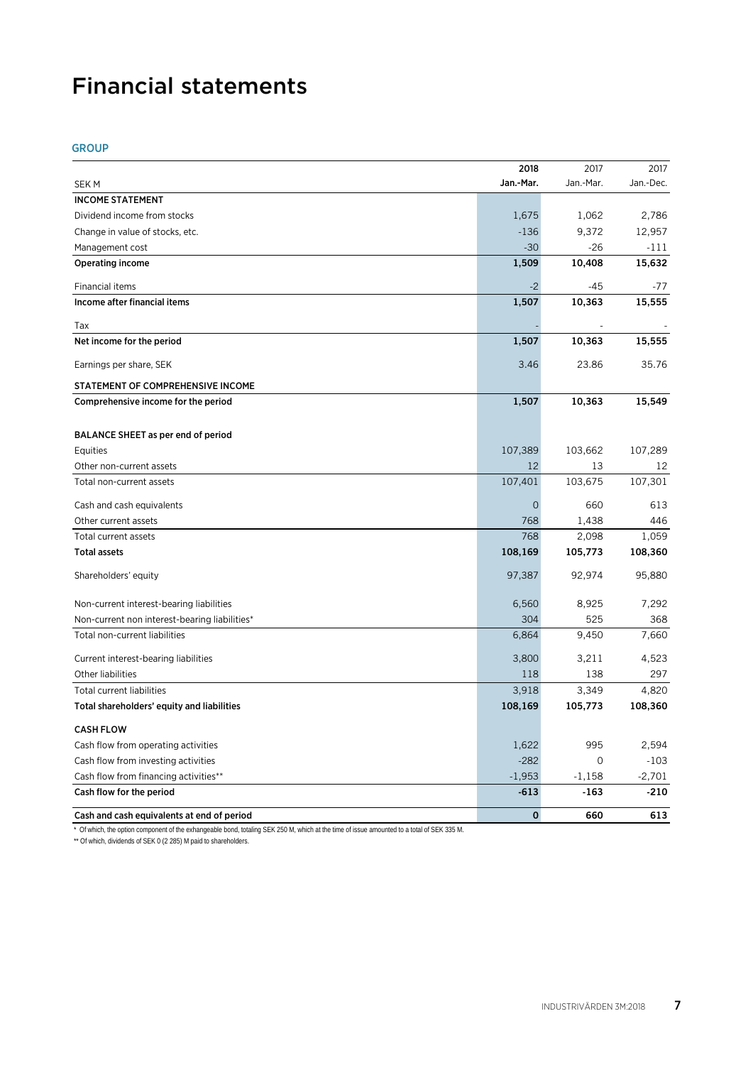# Financial statements

## GROUP

| SEK M | 2018 Jan.-Mar. | 2017 Jan.-Mar. | 2017 Jan.-Dec. |
|---|---|---|---|
| **INCOME STATEMENT** | | | |
| Dividend income from stocks | 1,675 | 1,062 | 2,786 |
| Change in value of stocks, etc. | -136 | 9,372 | 12,957 |
| Management cost | -30 | -26 | -111 |
| **Operating income** | **1,509** | **10,408** | **15,632** |
| Financial items | -2 | -45 | -77 |
| **Income after financial items** | **1,507** | **10,363** | **15,555** |
| Tax | - | - | - |
| **Net income for the period** | **1,507** | **10,363** | **15,555** |
| Earnings per share, SEK | 3.46 | 23.86 | 35.76 |
| **STATEMENT OF COMPREHENSIVE INCOME** | | | |
| **Comprehensive income for the period** | **1,507** | **10,363** | **15,549** |
| **BALANCE SHEET as per end of period** | | | |
| Equities | 107,389 | 103,662 | 107,289 |
| Other non-current assets | 12 | 13 | 12 |
| Total non-current assets | 107,401 | 103,675 | 107,301 |
| Cash and cash equivalents | 0 | 660 | 613 |
| Other current assets | 768 | 1,438 | 446 |
| Total current assets | 768 | 2,098 | 1,059 |
| **Total assets** | **108,169** | **105,773** | **108,360** |
| Shareholders' equity | 97,387 | 92,974 | 95,880 |
| Non-current interest-bearing liabilities | 6,560 | 8,925 | 7,292 |
| Non-current non interest-bearing liabilities* | 304 | 525 | 368 |
| Total non-current liabilities | 6,864 | 9,450 | 7,660 |
| Current interest-bearing liabilities | 3,800 | 3,211 | 4,523 |
| Other liabilities | 118 | 138 | 297 |
| Total current liabilities | 3,918 | 3,349 | 4,820 |
| **Total shareholders' equity and liabilities** | **108,169** | **105,773** | **108,360** |
| **CASH FLOW** | | | |
| Cash flow from operating activities | 1,622 | 995 | 2,594 |
| Cash flow from investing activities | -282 | 0 | -103 |
| Cash flow from financing activities** | -1,953 | -1,158 | -2,701 |
| **Cash flow for the period** | **-613** | **-163** | **-210** |
| **Cash and cash equivalents at end of period** | **0** | **660** | **613** |

\* Of which, the option component of the exhangeable bond, totaling SEK 250 M, which at the time of issue amounted to a total of SEK 335 M.

** Of which, dividends of SEK 0 (2 285) M paid to shareholders.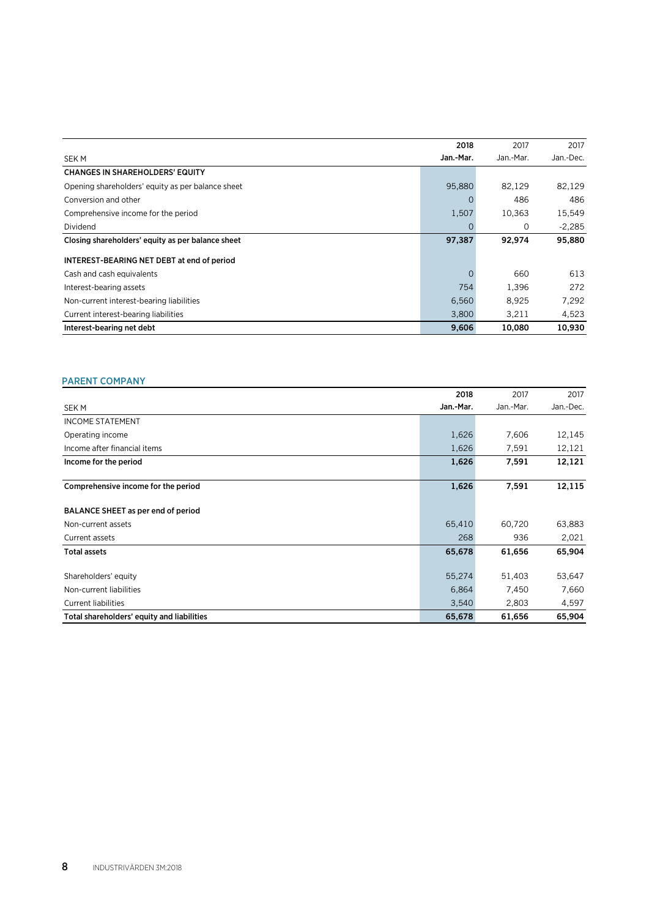| SEK M | 2018 Jan.-Mar. | 2017 Jan.-Mar. | 2017 Jan.-Dec. |
|---|---|---|---|
| **CHANGES IN SHAREHOLDERS' EQUITY** | | | |
| Opening shareholders' equity as per balance sheet | 95,880 | 82,129 | 82,129 |
| Conversion and other | 0 | 486 | 486 |
| Comprehensive income for the period | 1,507 | 10,363 | 15,549 |
| Dividend | 0 | 0 | -2,285 |
| **Closing shareholders' equity as per balance sheet** | **97,387** | **92,974** | **95,880** |
| | | | |
| **INTEREST-BEARING NET DEBT at end of period** | | | |
| Cash and cash equivalents | 0 | 660 | 613 |
| Interest-bearing assets | 754 | 1,396 | 272 |
| Non-current interest-bearing liabilities | 6,560 | 8,925 | 7,292 |
| Current interest-bearing liabilities | 3,800 | 3,211 | 4,523 |
| **Interest-bearing net debt** | **9,606** | **10,080** | **10,930** |

## PARENT COMPANY

| SEK M | 2018 Jan.-Mar. | 2017 Jan.-Mar. | 2017 Jan.-Dec. |
|---|---|---|---|
| INCOME STATEMENT | | | |
| Operating income | 1,626 | 7,606 | 12,145 |
| Income after financial items | 1,626 | 7,591 | 12,121 |
| **Income for the period** | **1,626** | **7,591** | **12,121** |
| | | | |
| **Comprehensive income for the period** | **1,626** | **7,591** | **12,115** |
| | | | |
| **BALANCE SHEET as per end of period** | | | |
| Non-current assets | 65,410 | 60,720 | 63,883 |
| Current assets | 268 | 936 | 2,021 |
| **Total assets** | **65,678** | **61,656** | **65,904** |
| | | | |
| Shareholders' equity | 55,274 | 51,403 | 53,647 |
| Non-current liabilities | 6,864 | 7,450 | 7,660 |
| Current liabilities | 3,540 | 2,803 | 4,597 |
| **Total shareholders' equity and liabilities** | **65,678** | **61,656** | **65,904** |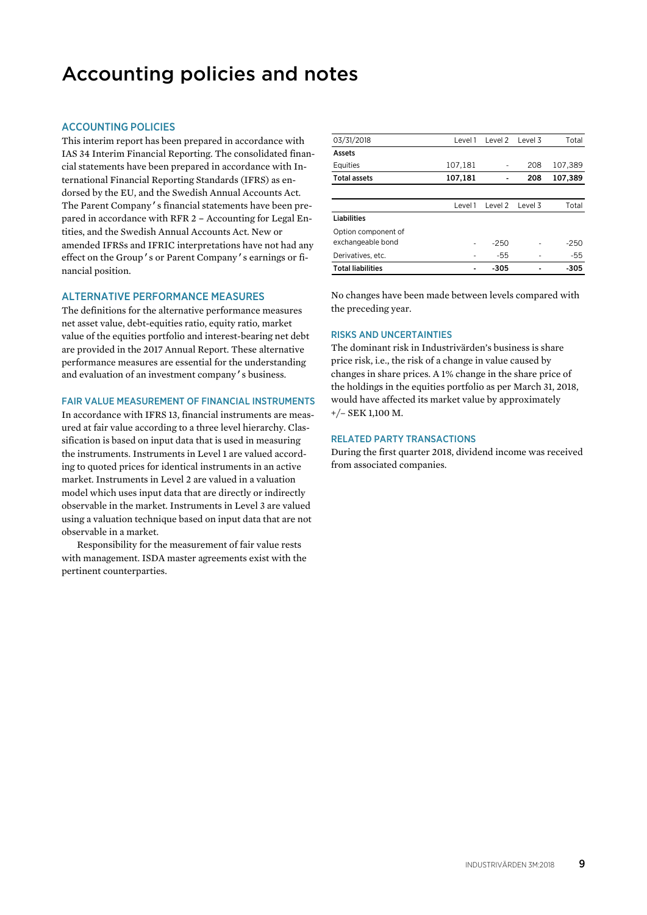# Accounting policies and notes

## ACCOUNTING POLICIES

This interim report has been prepared in accordance with IAS 34 Interim Financial Reporting. The consolidated financial statements have been prepared in accordance with International Financial Reporting Standards (IFRS) as endorsed by the EU, and the Swedish Annual Accounts Act. The Parent Company's financial statements have been prepared in accordance with RFR 2 – Accounting for Legal Entities, and the Swedish Annual Accounts Act. New or amended IFRSs and IFRIC interpretations have not had any effect on the Group's or Parent Company's earnings or financial position.

## ALTERNATIVE PERFORMANCE MEASURES

The definitions for the alternative performance measures net asset value, debt-equities ratio, equity ratio, market value of the equities portfolio and interest-bearing net debt are provided in the 2017 Annual Report. These alternative performance measures are essential for the understanding and evaluation of an investment company's business.

## FAIR VALUE MEASUREMENT OF FINANCIAL INSTRUMENTS

In accordance with IFRS 13, financial instruments are measured at fair value according to a three level hierarchy. Classification is based on input data that is used in measuring the instruments. Instruments in Level 1 are valued according to quoted prices for identical instruments in an active market. Instruments in Level 2 are valued in a valuation model which uses input data that are directly or indirectly observable in the market. Instruments in Level 3 are valued using a valuation technique based on input data that are not observable in a market.

Responsibility for the measurement of fair value rests with management. ISDA master agreements exist with the pertinent counterparties.

| 03/31/2018 | Level 1 | Level 2 | Level 3 | Total |
|---|---|---|---|---|
| **Assets** | | | | |
| Equities | 107,181 | - | 208 | 107,389 |
| **Total assets** | **107,181** | **-** | **208** | **107,389** |

| | Level 1 | Level 2 | Level 3 | Total |
|---|---|---|---|---|
| **Liabilities** | | | | |
| Option component of exchangeable bond | - | -250 | - | -250 |
| Derivatives, etc. | - | -55 | - | -55 |
| **Total liabilities** | **-** | **-305** | **-** | **-305** |

No changes have been made between levels compared with the preceding year.

## RISKS AND UNCERTAINTIES

The dominant risk in Industrivärden's business is share price risk, i.e., the risk of a change in value caused by changes in share prices. A 1% change in the share price of the holdings in the equities portfolio as per March 31, 2018, would have affected its market value by approximately +/– SEK 1,100 M.

## RELATED PARTY TRANSACTIONS

During the first quarter 2018, dividend income was received from associated companies.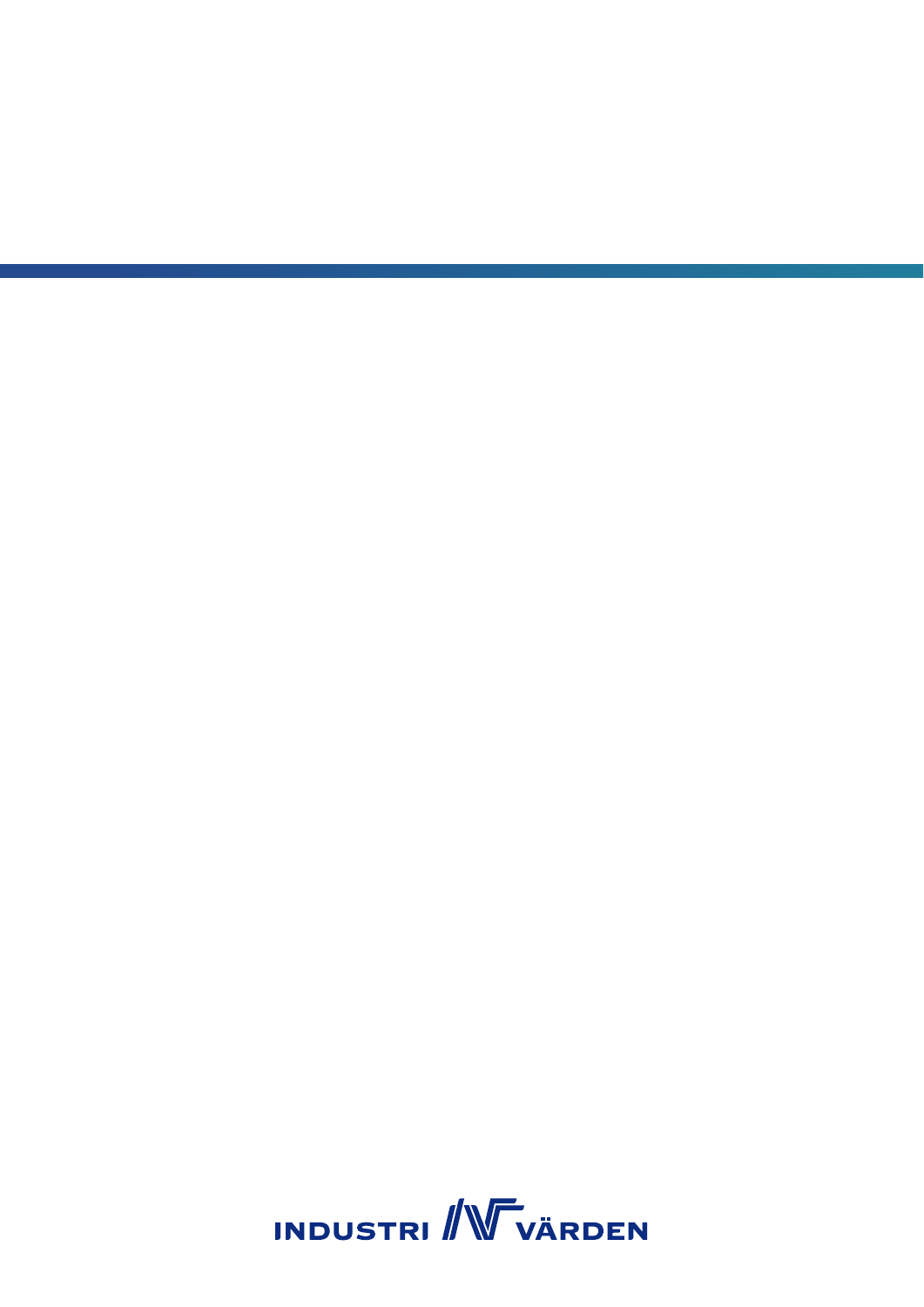INDUSTRI VÄRDEN